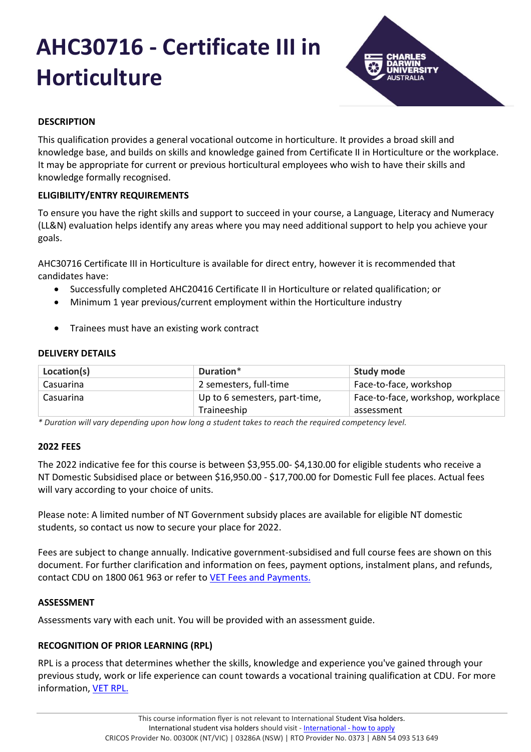# AHC30716 - Certificate III in Horticulture

## DESCRIPTION

This qualification provides a general vocational outcome in horticulture. It provides a broad skill and knowledge base, and builds on skills and knowledge gained from Certificate II in Horticulture or the workplace. It may be appropriate for current or previous horticultural employees who wish to have their skills and knowledge formally recognised.

## ELIGIBILITY/ENTRY REQUIREMENTS

To ensure you have the right skills and support to succeed in your course, a Language, Literacy and Numeracy (LL&N) evaluation helps identify any areas where you may need additional support to help you achieve your goals.

AHC30716 Certificate III in Horticulture is available for direct entry, however it is recommended that candidates have:

- Successfully completed AHC20416 Certificate II in Horticulture or related qualification; or
- Minimum 1 year previous/current employment within the Horticulture industry

- Trainees must have an existing work contract

## DELIVERY DETAILS

| Location(s) | Duration* | Study mode |
|---|---|---|
| Casuarina | 2 semesters, full-time | Face-to-face, workshop |
| Casuarina | Up to 6 semesters, part-time, Traineeship | Face-to-face, workshop, workplace assessment |

*\* Duration will vary depending upon how long a student takes to reach the required competency level.*

## 2022 FEES

The 2022 indicative fee for this course is between $3,955.00- $4,130.00 for eligible students who receive a NT Domestic Subsidised place or between $16,950.00 - $17,700.00 for Domestic Full fee places. Actual fees will vary according to your choice of units.

Please note: A limited number of NT Government subsidy places are available for eligible NT domestic students, so contact us now to secure your place for 2022.

Fees are subject to change annually. Indicative government-subsidised and full course fees are shown on this document. For further clarification and information on fees, payment options, instalment plans, and refunds, contact CDU on 1800 061 963 or refer to VET Fees and Payments.

## ASSESSMENT

Assessments vary with each unit. You will be provided with an assessment guide.

## RECOGNITION OF PRIOR LEARNING (RPL)

RPL is a process that determines whether the skills, knowledge and experience you've gained through your previous study, work or life experience can count towards a vocational training qualification at CDU. For more information, VET RPL.

This course information flyer is not relevant to International Student Visa holders.
International student visa holders should visit - International - how to apply
CRICOS Provider No. 00300K (NT/VIC) | 03286A (NSW) | RTO Provider No. 0373 | ABN 54 093 513 649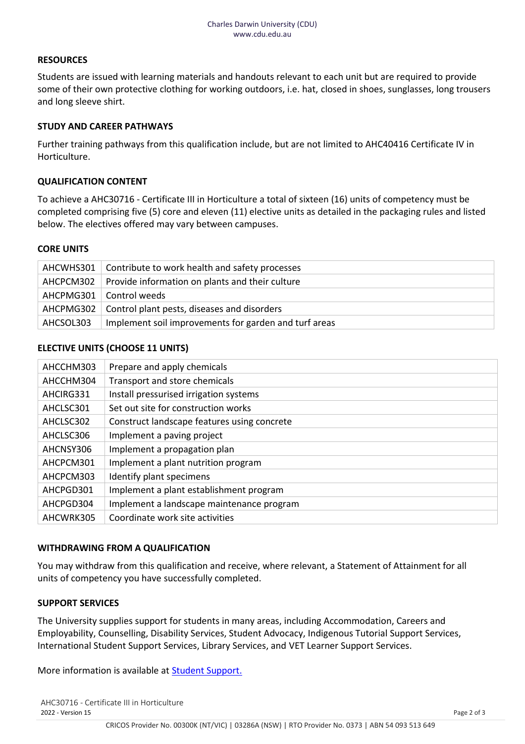## RESOURCES

Students are issued with learning materials and handouts relevant to each unit but are required to provide some of their own protective clothing for working outdoors, i.e. hat, closed in shoes, sunglasses, long trousers and long sleeve shirt.

## STUDY AND CAREER PATHWAYS

Further training pathways from this qualification include, but are not limited to AHC40416 Certificate IV in Horticulture.

## QUALIFICATION CONTENT

To achieve a AHC30716 - Certificate III in Horticulture a total of sixteen (16) units of competency must be completed comprising five (5) core and eleven (11) elective units as detailed in the packaging rules and listed below. The electives offered may vary between campuses.

## CORE UNITS

| Code | Unit |
|---|---|
| AHCWHS301 | Contribute to work health and safety processes |
| AHCPCM302 | Provide information on plants and their culture |
| AHCPMG301 | Control weeds |
| AHCPMG302 | Control plant pests, diseases and disorders |
| AHCSOL303 | Implement soil improvements for garden and turf areas |

## ELECTIVE UNITS (CHOOSE 11 UNITS)

| Code | Unit |
|---|---|
| AHCCHM303 | Prepare and apply chemicals |
| AHCCHM304 | Transport and store chemicals |
| AHCIRG331 | Install pressurised irrigation systems |
| AHCLSC301 | Set out site for construction works |
| AHCLSC302 | Construct landscape features using concrete |
| AHCLSC306 | Implement a paving project |
| AHCNSY306 | Implement a propagation plan |
| AHCPCM301 | Implement a plant nutrition program |
| AHCPCM303 | Identify plant specimens |
| AHCPGD301 | Implement a plant establishment program |
| AHCPGD304 | Implement a landscape maintenance program |
| AHCWRK305 | Coordinate work site activities |

## WITHDRAWING FROM A QUALIFICATION

You may withdraw from this qualification and receive, where relevant, a Statement of Attainment for all units of competency you have successfully completed.

## SUPPORT SERVICES

The University supplies support for students in many areas, including Accommodation, Careers and Employability, Counselling, Disability Services, Student Advocacy, Indigenous Tutorial Support Services, International Student Support Services, Library Services, and VET Learner Support Services.

More information is available at Student Support.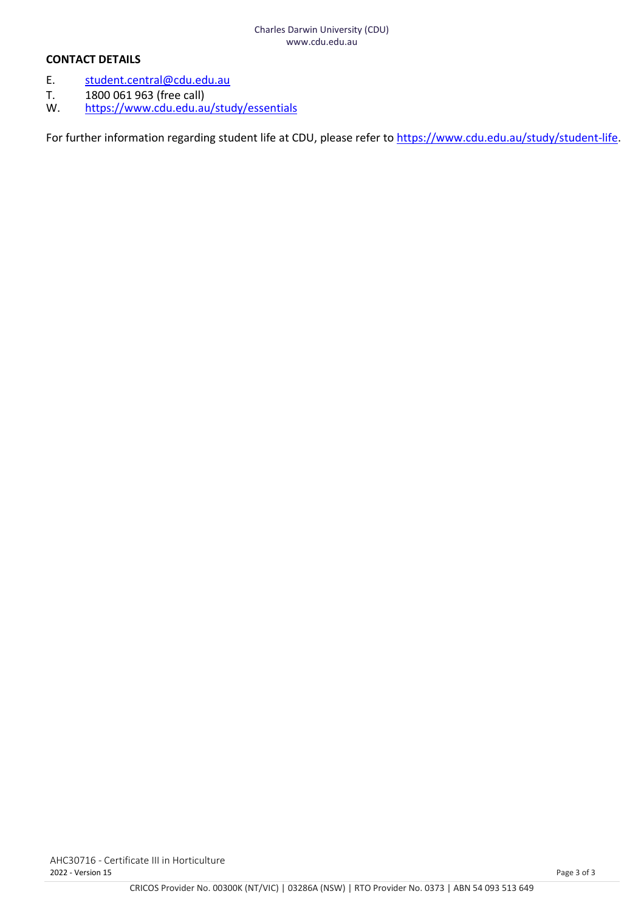**CONTACT DETAILS**

E. student.central@cdu.edu.au
T. 1800 061 963 (free call)
W. https://www.cdu.edu.au/study/essentials

For further information regarding student life at CDU, please refer to https://www.cdu.edu.au/study/student-life.